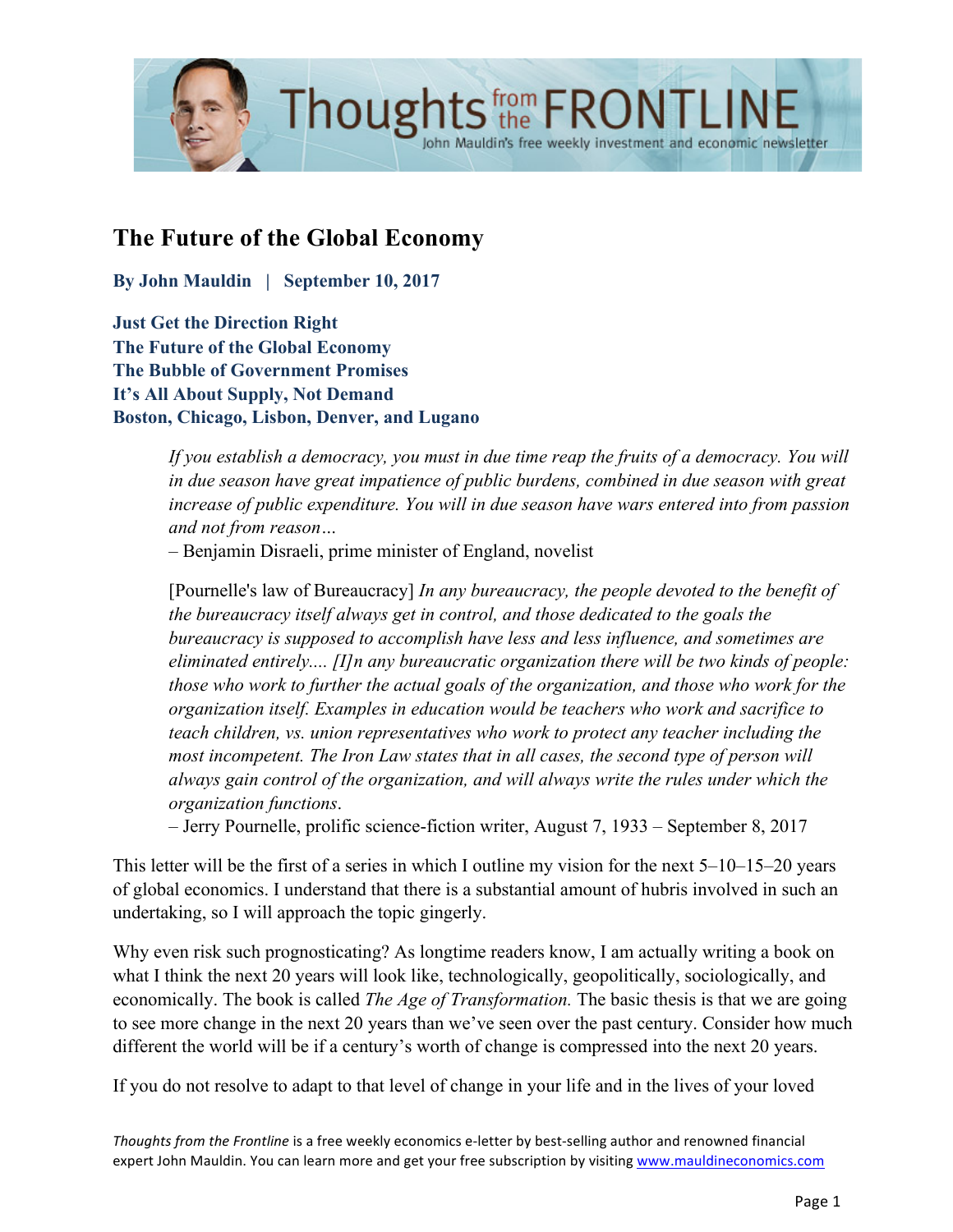# The Future of the Global Economy

**By John Mauldin | September 10, 2017**

**Just Get the Direction Right**
**The Future of the Global Economy**
**The Bubble of Government Promises**
**It's All About Supply, Not Demand**
**Boston, Chicago, Lisbon, Denver, and Lugano**

> *If you establish a democracy, you must in due time reap the fruits of a democracy. You will in due season have great impatience of public burdens, combined in due season with great increase of public expenditure. You will in due season have wars entered into from passion and not from reason…*
> – Benjamin Disraeli, prime minister of England, novelist

> [Pournelle's law of Bureaucracy] *In any bureaucracy, the people devoted to the benefit of the bureaucracy itself always get in control, and those dedicated to the goals the bureaucracy is supposed to accomplish have less and less influence, and sometimes are eliminated entirely.... [I]n any bureaucratic organization there will be two kinds of people: those who work to further the actual goals of the organization, and those who work for the organization itself. Examples in education would be teachers who work and sacrifice to teach children, vs. union representatives who work to protect any teacher including the most incompetent. The Iron Law states that in all cases, the second type of person will always gain control of the organization, and will always write the rules under which the organization functions*.
> – Jerry Pournelle, prolific science-fiction writer, August 7, 1933 – September 8, 2017

This letter will be the first of a series in which I outline my vision for the next 5–10–15–20 years of global economics. I understand that there is a substantial amount of hubris involved in such an undertaking, so I will approach the topic gingerly.

Why even risk such prognosticating? As longtime readers know, I am actually writing a book on what I think the next 20 years will look like, technologically, geopolitically, sociologically, and economically. The book is called *The Age of Transformation.* The basic thesis is that we are going to see more change in the next 20 years than we've seen over the past century. Consider how much different the world will be if a century's worth of change is compressed into the next 20 years.

If you do not resolve to adapt to that level of change in your life and in the lives of your loved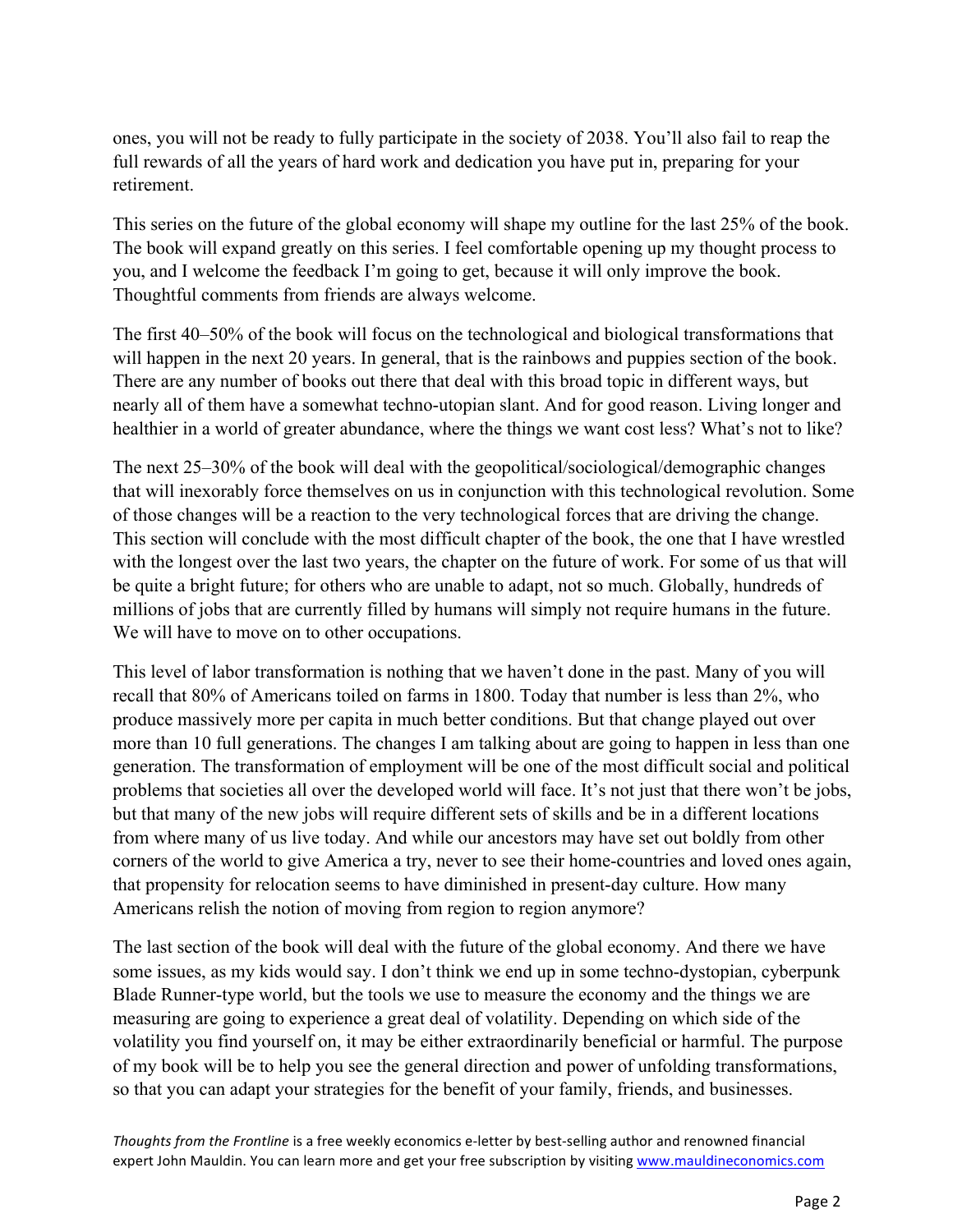ones, you will not be ready to fully participate in the society of 2038. You'll also fail to reap the full rewards of all the years of hard work and dedication you have put in, preparing for your retirement.

This series on the future of the global economy will shape my outline for the last 25% of the book. The book will expand greatly on this series. I feel comfortable opening up my thought process to you, and I welcome the feedback I'm going to get, because it will only improve the book. Thoughtful comments from friends are always welcome.

The first 40–50% of the book will focus on the technological and biological transformations that will happen in the next 20 years. In general, that is the rainbows and puppies section of the book. There are any number of books out there that deal with this broad topic in different ways, but nearly all of them have a somewhat techno-utopian slant. And for good reason. Living longer and healthier in a world of greater abundance, where the things we want cost less? What's not to like?

The next 25–30% of the book will deal with the geopolitical/sociological/demographic changes that will inexorably force themselves on us in conjunction with this technological revolution. Some of those changes will be a reaction to the very technological forces that are driving the change. This section will conclude with the most difficult chapter of the book, the one that I have wrestled with the longest over the last two years, the chapter on the future of work. For some of us that will be quite a bright future; for others who are unable to adapt, not so much. Globally, hundreds of millions of jobs that are currently filled by humans will simply not require humans in the future. We will have to move on to other occupations.

This level of labor transformation is nothing that we haven't done in the past. Many of you will recall that 80% of Americans toiled on farms in 1800. Today that number is less than 2%, who produce massively more per capita in much better conditions. But that change played out over more than 10 full generations. The changes I am talking about are going to happen in less than one generation. The transformation of employment will be one of the most difficult social and political problems that societies all over the developed world will face. It's not just that there won't be jobs, but that many of the new jobs will require different sets of skills and be in a different locations from where many of us live today. And while our ancestors may have set out boldly from other corners of the world to give America a try, never to see their home-countries and loved ones again, that propensity for relocation seems to have diminished in present-day culture. How many Americans relish the notion of moving from region to region anymore?

The last section of the book will deal with the future of the global economy. And there we have some issues, as my kids would say. I don't think we end up in some techno-dystopian, cyberpunk Blade Runner-type world, but the tools we use to measure the economy and the things we are measuring are going to experience a great deal of volatility. Depending on which side of the volatility you find yourself on, it may be either extraordinarily beneficial or harmful. The purpose of my book will be to help you see the general direction and power of unfolding transformations, so that you can adapt your strategies for the benefit of your family, friends, and businesses.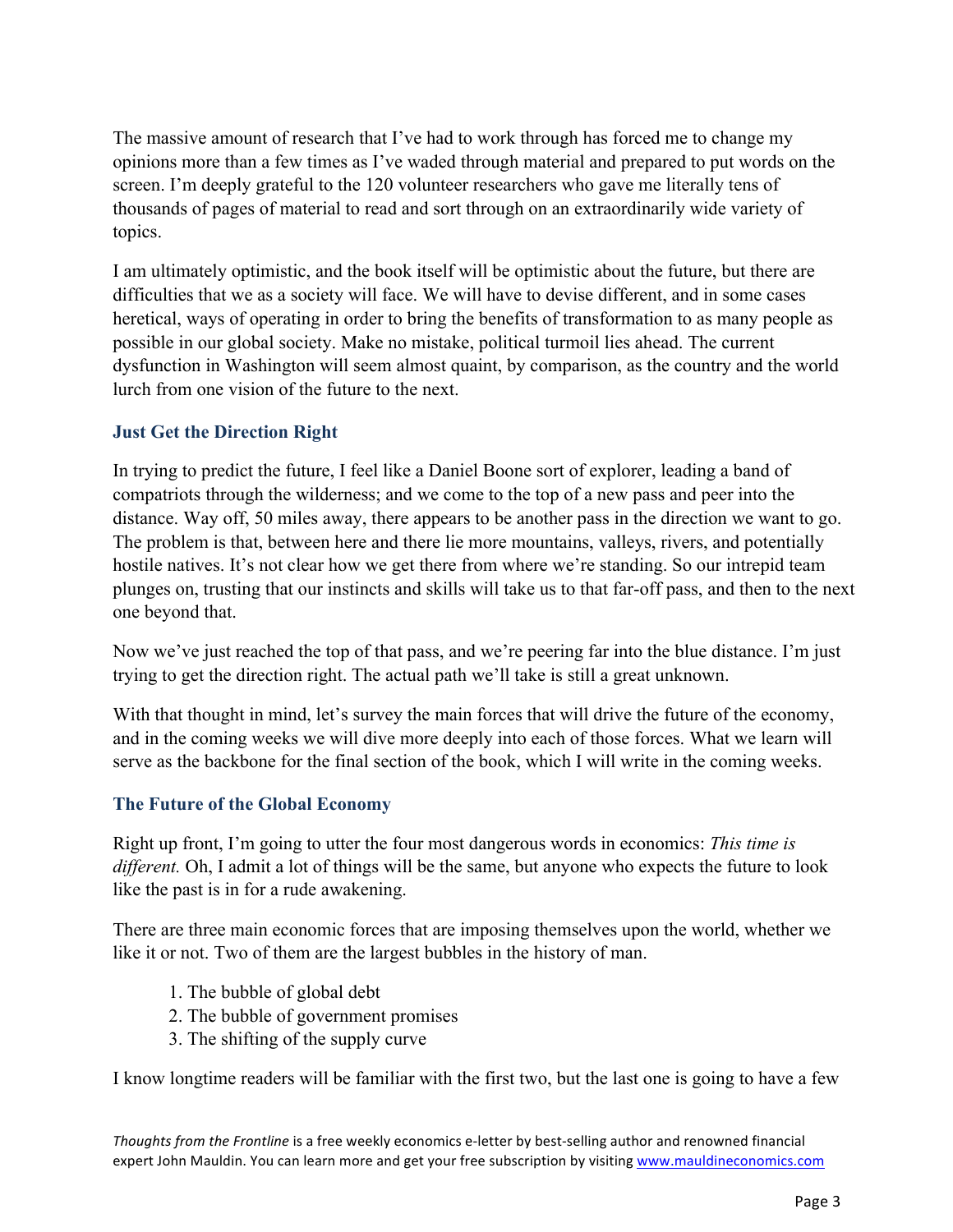The massive amount of research that I've had to work through has forced me to change my opinions more than a few times as I've waded through material and prepared to put words on the screen. I'm deeply grateful to the 120 volunteer researchers who gave me literally tens of thousands of pages of material to read and sort through on an extraordinarily wide variety of topics.

I am ultimately optimistic, and the book itself will be optimistic about the future, but there are difficulties that we as a society will face. We will have to devise different, and in some cases heretical, ways of operating in order to bring the benefits of transformation to as many people as possible in our global society. Make no mistake, political turmoil lies ahead. The current dysfunction in Washington will seem almost quaint, by comparison, as the country and the world lurch from one vision of the future to the next.

### Just Get the Direction Right

In trying to predict the future, I feel like a Daniel Boone sort of explorer, leading a band of compatriots through the wilderness; and we come to the top of a new pass and peer into the distance. Way off, 50 miles away, there appears to be another pass in the direction we want to go. The problem is that, between here and there lie more mountains, valleys, rivers, and potentially hostile natives. It's not clear how we get there from where we're standing. So our intrepid team plunges on, trusting that our instincts and skills will take us to that far-off pass, and then to the next one beyond that.

Now we've just reached the top of that pass, and we're peering far into the blue distance. I'm just trying to get the direction right. The actual path we'll take is still a great unknown.

With that thought in mind, let's survey the main forces that will drive the future of the economy, and in the coming weeks we will dive more deeply into each of those forces. What we learn will serve as the backbone for the final section of the book, which I will write in the coming weeks.

### The Future of the Global Economy

Right up front, I'm going to utter the four most dangerous words in economics: *This time is different.* Oh, I admit a lot of things will be the same, but anyone who expects the future to look like the past is in for a rude awakening.

There are three main economic forces that are imposing themselves upon the world, whether we like it or not. Two of them are the largest bubbles in the history of man.

1. The bubble of global debt
2. The bubble of government promises
3. The shifting of the supply curve

I know longtime readers will be familiar with the first two, but the last one is going to have a few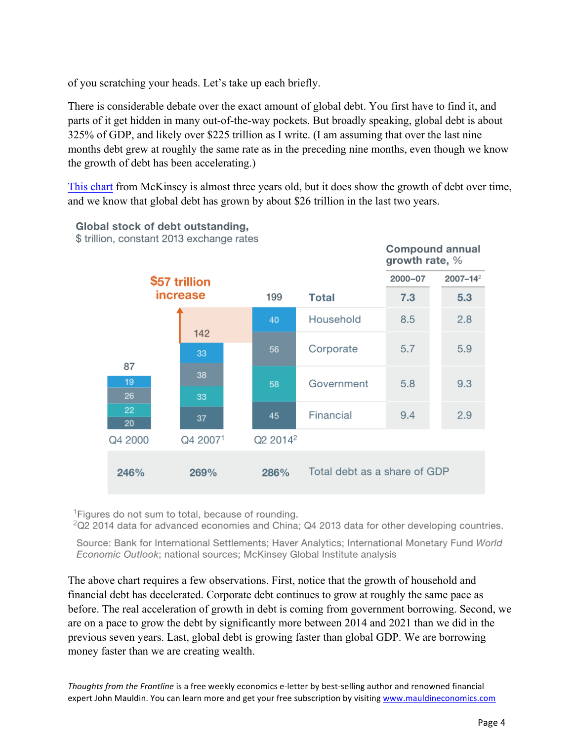of you scratching your heads. Let's take up each briefly.

There is considerable debate over the exact amount of global debt. You first have to find it, and parts of it get hidden in many out-of-the-way pockets. But broadly speaking, global debt is about 325% of GDP, and likely over $225 trillion as I write. (I am assuming that over the last nine months debt grew at roughly the same rate as in the preceding nine months, even though we know the growth of debt has been accelerating.)

[This chart](#) from McKinsey is almost three years old, but it does show the growth of debt over time, and we know that global debt has grown by about $26 trillion in the last two years.

Global stock of debt outstanding,
$ trillion, constant 2013 exchange rates

$57 trillion increase

Q4 2000: 87 — 19, 26, 22, 20

Q4 2007[1]: 142 — 33, 38, 33, 37

Q2 2014[2]: 199 — 40, 56, 58, 45

Total debt as a share of GDP: 246% (Q4 2000), 269% (Q4 2007), 286% (Q2 2014)

Compound annual growth rate, %

| | 2000–07 | 2007–14[2] |
|---|---|---|
| Total | 7.3 | 5.3 |
| Household | 8.5 | 2.8 |
| Corporate | 5.7 | 5.9 |
| Government | 5.8 | 9.3 |
| Financial | 9.4 | 2.9 |

[1]Figures do not sum to total, because of rounding.
[2]Q2 2014 data for advanced economies and China; Q4 2013 data for other developing countries.

Source: Bank for International Settlements; Haver Analytics; International Monetary Fund *World Economic Outlook*; national sources; McKinsey Global Institute analysis

The above chart requires a few observations. First, notice that the growth of household and financial debt has decelerated. Corporate debt continues to grow at roughly the same pace as before. The real acceleration of growth in debt is coming from government borrowing. Second, we are on a pace to grow the debt by significantly more between 2014 and 2021 than we did in the previous seven years. Last, global debt is growing faster than global GDP. We are borrowing money faster than we are creating wealth.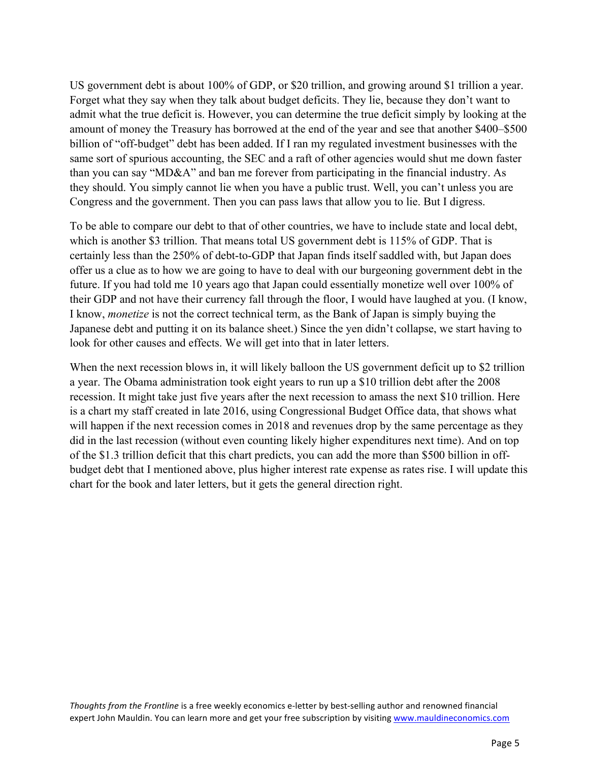US government debt is about 100% of GDP, or $20 trillion, and growing around $1 trillion a year. Forget what they say when they talk about budget deficits. They lie, because they don't want to admit what the true deficit is. However, you can determine the true deficit simply by looking at the amount of money the Treasury has borrowed at the end of the year and see that another $400–$500 billion of "off-budget" debt has been added. If I ran my regulated investment businesses with the same sort of spurious accounting, the SEC and a raft of other agencies would shut me down faster than you can say "MD&A" and ban me forever from participating in the financial industry. As they should. You simply cannot lie when you have a public trust. Well, you can't unless you are Congress and the government. Then you can pass laws that allow you to lie. But I digress.

To be able to compare our debt to that of other countries, we have to include state and local debt, which is another $3 trillion. That means total US government debt is 115% of GDP. That is certainly less than the 250% of debt-to-GDP that Japan finds itself saddled with, but Japan does offer us a clue as to how we are going to have to deal with our burgeoning government debt in the future. If you had told me 10 years ago that Japan could essentially monetize well over 100% of their GDP and not have their currency fall through the floor, I would have laughed at you. (I know, I know, *monetize* is not the correct technical term, as the Bank of Japan is simply buying the Japanese debt and putting it on its balance sheet.) Since the yen didn't collapse, we start having to look for other causes and effects. We will get into that in later letters.

When the next recession blows in, it will likely balloon the US government deficit up to $2 trillion a year. The Obama administration took eight years to run up a $10 trillion debt after the 2008 recession. It might take just five years after the next recession to amass the next $10 trillion. Here is a chart my staff created in late 2016, using Congressional Budget Office data, that shows what will happen if the next recession comes in 2018 and revenues drop by the same percentage as they did in the last recession (without even counting likely higher expenditures next time). And on top of the $1.3 trillion deficit that this chart predicts, you can add the more than $500 billion in off-budget debt that I mentioned above, plus higher interest rate expense as rates rise. I will update this chart for the book and later letters, but it gets the general direction right.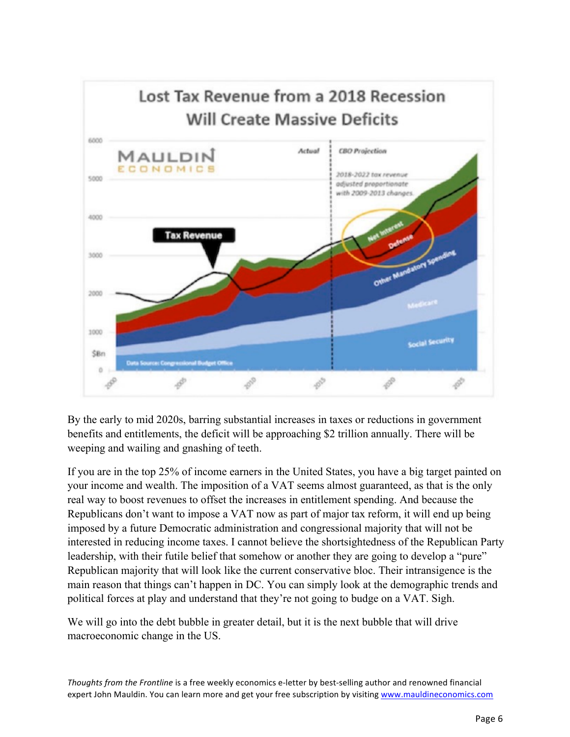Lost Tax Revenue from a 2018 Recession Will Create Massive Deficits

MAULDIN ECONOMICS

Actual

CBO Projection

2018-2022 tax revenue adjusted proportionate with 2009-2013 changes.

Tax Revenue

Net Interest

Defense

Other Mandatory Spending

Medicare

Social Security

$Bn

Data Source: Congressional Budget Office

6000
5000
4000
3000
2000
1000
0

2000
2005
2010
2015
2020
2025

By the early to mid 2020s, barring substantial increases in taxes or reductions in government benefits and entitlements, the deficit will be approaching $2 trillion annually. There will be weeping and wailing and gnashing of teeth.

If you are in the top 25% of income earners in the United States, you have a big target painted on your income and wealth. The imposition of a VAT seems almost guaranteed, as that is the only real way to boost revenues to offset the increases in entitlement spending. And because the Republicans don't want to impose a VAT now as part of major tax reform, it will end up being imposed by a future Democratic administration and congressional majority that will not be interested in reducing income taxes. I cannot believe the shortsightedness of the Republican Party leadership, with their futile belief that somehow or another they are going to develop a "pure" Republican majority that will look like the current conservative bloc. Their intransigence is the main reason that things can't happen in DC. You can simply look at the demographic trends and political forces at play and understand that they're not going to budge on a VAT. Sigh.

We will go into the debt bubble in greater detail, but it is the next bubble that will drive macroeconomic change in the US.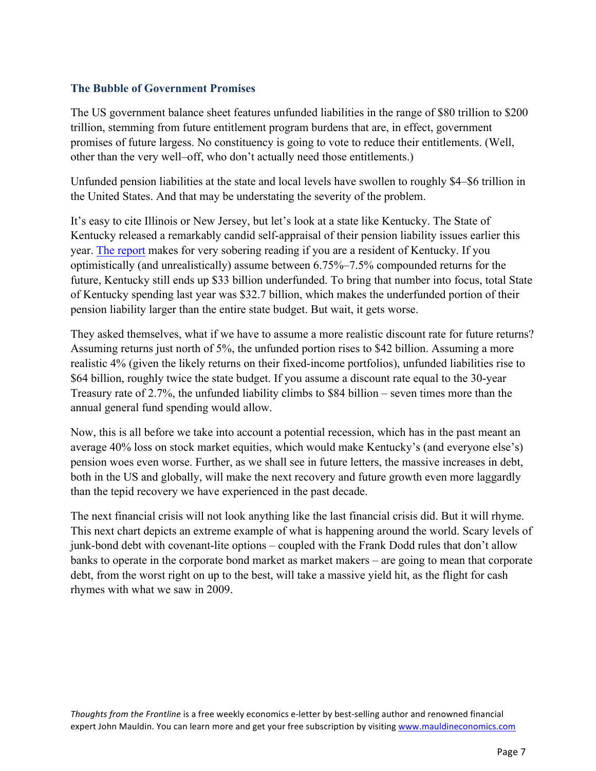### The Bubble of Government Promises

The US government balance sheet features unfunded liabilities in the range of $80 trillion to $200 trillion, stemming from future entitlement program burdens that are, in effect, government promises of future largess. No constituency is going to vote to reduce their entitlements. (Well, other than the very well–off, who don't actually need those entitlements.)

Unfunded pension liabilities at the state and local levels have swollen to roughly $4–$6 trillion in the United States. And that may be understating the severity of the problem.

It's easy to cite Illinois or New Jersey, but let's look at a state like Kentucky. The State of Kentucky released a remarkably candid self-appraisal of their pension liability issues earlier this year. The report makes for very sobering reading if you are a resident of Kentucky. If you optimistically (and unrealistically) assume between 6.75%–7.5% compounded returns for the future, Kentucky still ends up $33 billion underfunded. To bring that number into focus, total State of Kentucky spending last year was $32.7 billion, which makes the underfunded portion of their pension liability larger than the entire state budget. But wait, it gets worse.

They asked themselves, what if we have to assume a more realistic discount rate for future returns? Assuming returns just north of 5%, the unfunded portion rises to $42 billion. Assuming a more realistic 4% (given the likely returns on their fixed-income portfolios), unfunded liabilities rise to $64 billion, roughly twice the state budget. If you assume a discount rate equal to the 30-year Treasury rate of 2.7%, the unfunded liability climbs to $84 billion – seven times more than the annual general fund spending would allow.

Now, this is all before we take into account a potential recession, which has in the past meant an average 40% loss on stock market equities, which would make Kentucky's (and everyone else's) pension woes even worse. Further, as we shall see in future letters, the massive increases in debt, both in the US and globally, will make the next recovery and future growth even more laggardly than the tepid recovery we have experienced in the past decade.

The next financial crisis will not look anything like the last financial crisis did. But it will rhyme. This next chart depicts an extreme example of what is happening around the world. Scary levels of junk-bond debt with covenant-lite options – coupled with the Frank Dodd rules that don't allow banks to operate in the corporate bond market as market makers – are going to mean that corporate debt, from the worst right on up to the best, will take a massive yield hit, as the flight for cash rhymes with what we saw in 2009.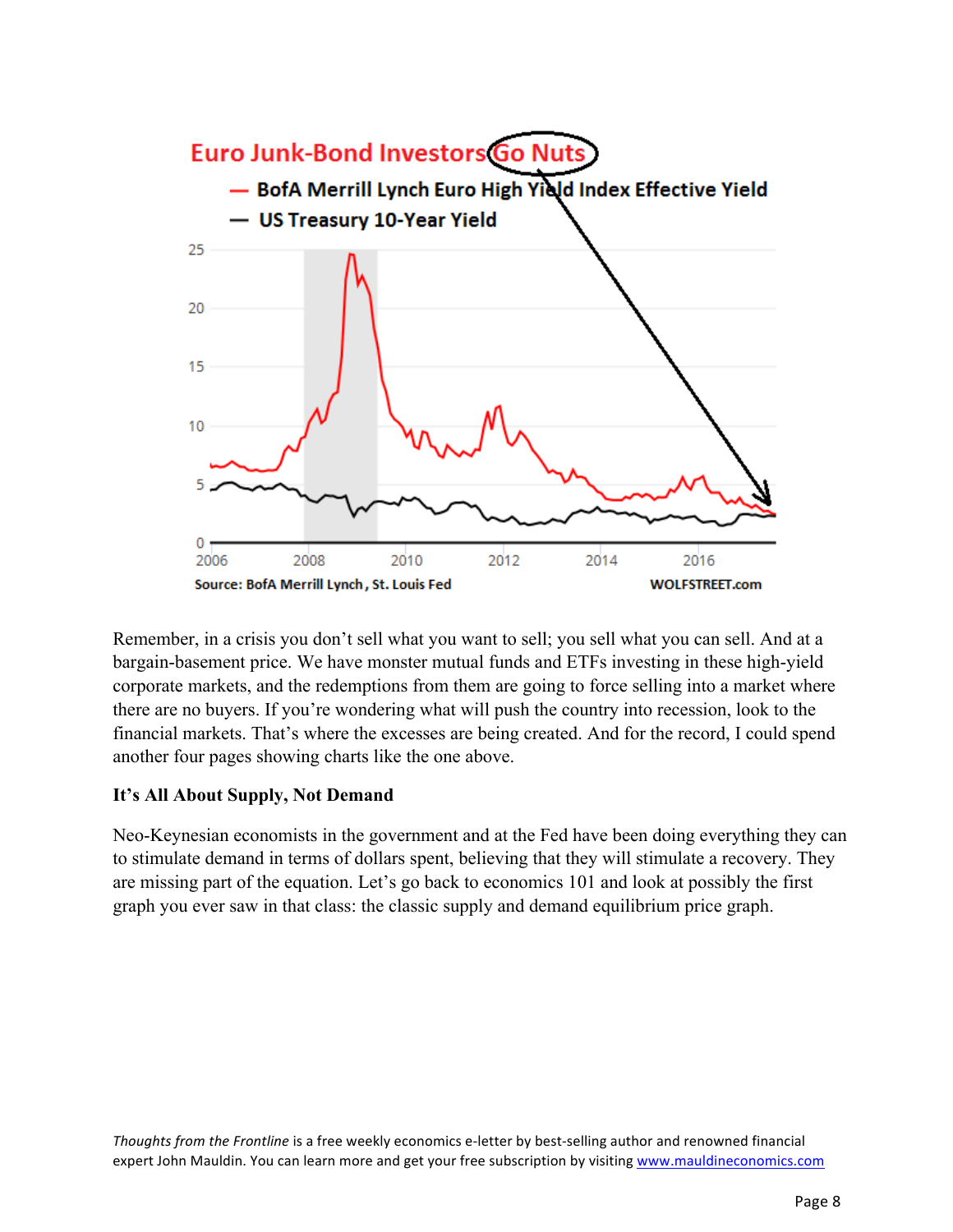Euro Junk-Bond Investors Go Nuts

— BofA Merrill Lynch Euro High Yield Index Effective Yield
— US Treasury 10-Year Yield

Source: BofA Merrill Lynch, St. Louis Fed — WOLFSTREET.com

Remember, in a crisis you don't sell what you want to sell; you sell what you can sell. And at a bargain-basement price. We have monster mutual funds and ETFs investing in these high-yield corporate markets, and the redemptions from them are going to force selling into a market where there are no buyers. If you're wondering what will push the country into recession, look to the financial markets. That's where the excesses are being created. And for the record, I could spend another four pages showing charts like the one above.

**It's All About Supply, Not Demand**

Neo-Keynesian economists in the government and at the Fed have been doing everything they can to stimulate demand in terms of dollars spent, believing that they will stimulate a recovery. They are missing part of the equation. Let's go back to economics 101 and look at possibly the first graph you ever saw in that class: the classic supply and demand equilibrium price graph.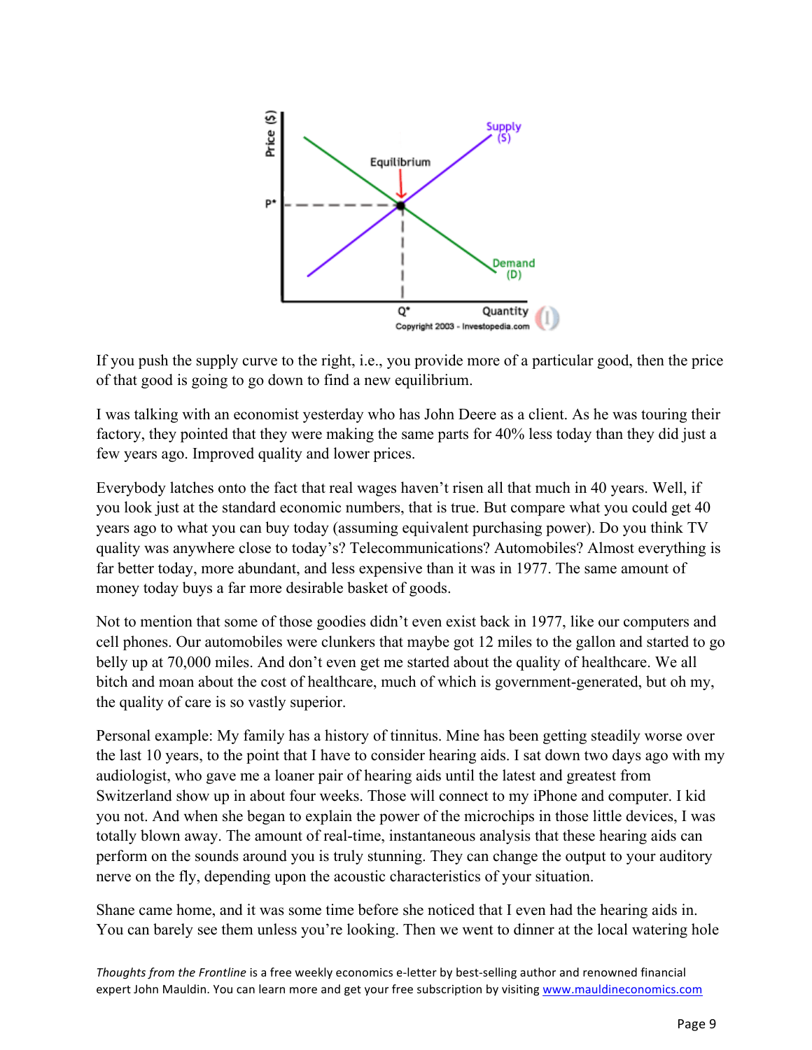If you push the supply curve to the right, i.e., you provide more of a particular good, then the price of that good is going to go down to find a new equilibrium.

I was talking with an economist yesterday who has John Deere as a client. As he was touring their factory, they pointed that they were making the same parts for 40% less today than they did just a few years ago. Improved quality and lower prices.

Everybody latches onto the fact that real wages haven't risen all that much in 40 years. Well, if you look just at the standard economic numbers, that is true. But compare what you could get 40 years ago to what you can buy today (assuming equivalent purchasing power). Do you think TV quality was anywhere close to today's? Telecommunications? Automobiles? Almost everything is far better today, more abundant, and less expensive than it was in 1977. The same amount of money today buys a far more desirable basket of goods.

Not to mention that some of those goodies didn't even exist back in 1977, like our computers and cell phones. Our automobiles were clunkers that maybe got 12 miles to the gallon and started to go belly up at 70,000 miles. And don't even get me started about the quality of healthcare. We all bitch and moan about the cost of healthcare, much of which is government-generated, but oh my, the quality of care is so vastly superior.

Personal example: My family has a history of tinnitus. Mine has been getting steadily worse over the last 10 years, to the point that I have to consider hearing aids. I sat down two days ago with my audiologist, who gave me a loaner pair of hearing aids until the latest and greatest from Switzerland show up in about four weeks. Those will connect to my iPhone and computer. I kid you not. And when she began to explain the power of the microchips in those little devices, I was totally blown away. The amount of real-time, instantaneous analysis that these hearing aids can perform on the sounds around you is truly stunning. They can change the output to your auditory nerve on the fly, depending upon the acoustic characteristics of your situation.

Shane came home, and it was some time before she noticed that I even had the hearing aids in. You can barely see them unless you're looking. Then we went to dinner at the local watering hole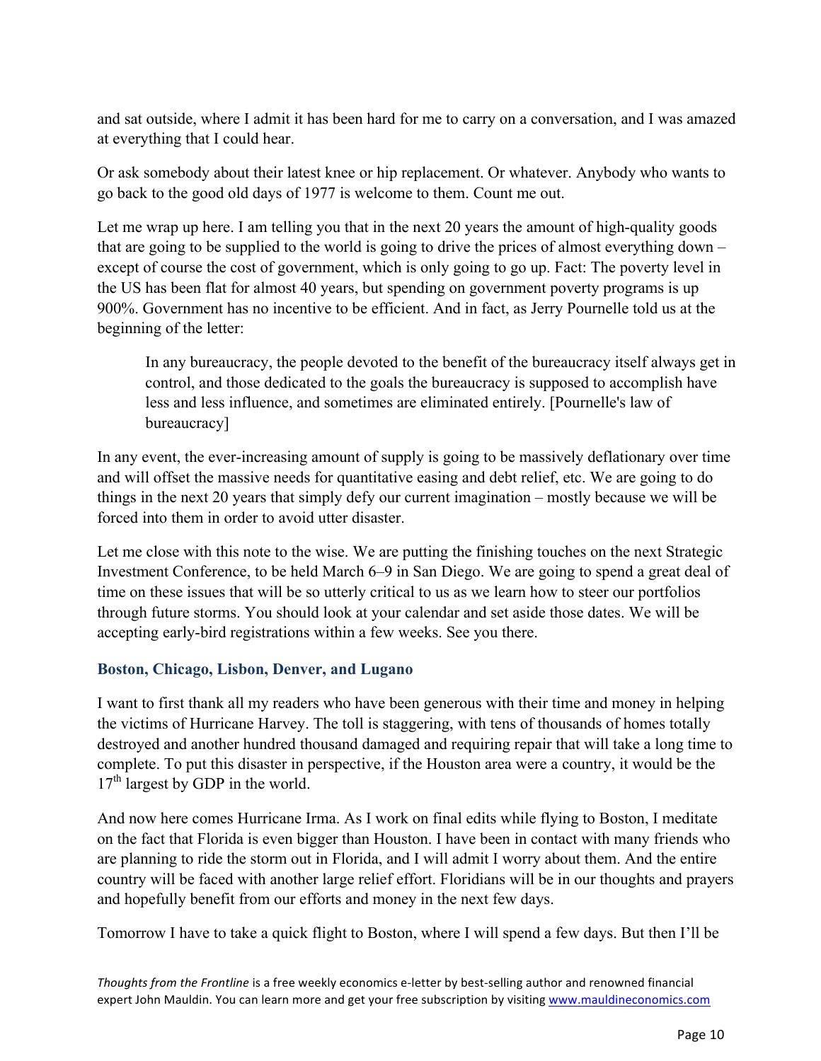and sat outside, where I admit it has been hard for me to carry on a conversation, and I was amazed at everything that I could hear.

Or ask somebody about their latest knee or hip replacement. Or whatever. Anybody who wants to go back to the good old days of 1977 is welcome to them. Count me out.

Let me wrap up here. I am telling you that in the next 20 years the amount of high-quality goods that are going to be supplied to the world is going to drive the prices of almost everything down – except of course the cost of government, which is only going to go up. Fact: The poverty level in the US has been flat for almost 40 years, but spending on government poverty programs is up 900%. Government has no incentive to be efficient. And in fact, as Jerry Pournelle told us at the beginning of the letter:

> In any bureaucracy, the people devoted to the benefit of the bureaucracy itself always get in control, and those dedicated to the goals the bureaucracy is supposed to accomplish have less and less influence, and sometimes are eliminated entirely. [Pournelle's law of bureaucracy]

In any event, the ever-increasing amount of supply is going to be massively deflationary over time and will offset the massive needs for quantitative easing and debt relief, etc. We are going to do things in the next 20 years that simply defy our current imagination – mostly because we will be forced into them in order to avoid utter disaster.

Let me close with this note to the wise. We are putting the finishing touches on the next Strategic Investment Conference, to be held March 6–9 in San Diego. We are going to spend a great deal of time on these issues that will be so utterly critical to us as we learn how to steer our portfolios through future storms. You should look at your calendar and set aside those dates. We will be accepting early-bird registrations within a few weeks. See you there.

### Boston, Chicago, Lisbon, Denver, and Lugano

I want to first thank all my readers who have been generous with their time and money in helping the victims of Hurricane Harvey. The toll is staggering, with tens of thousands of homes totally destroyed and another hundred thousand damaged and requiring repair that will take a long time to complete. To put this disaster in perspective, if the Houston area were a country, it would be the 17th largest by GDP in the world.

And now here comes Hurricane Irma. As I work on final edits while flying to Boston, I meditate on the fact that Florida is even bigger than Houston. I have been in contact with many friends who are planning to ride the storm out in Florida, and I will admit I worry about them. And the entire country will be faced with another large relief effort. Floridians will be in our thoughts and prayers and hopefully benefit from our efforts and money in the next few days.

Tomorrow I have to take a quick flight to Boston, where I will spend a few days. But then I'll be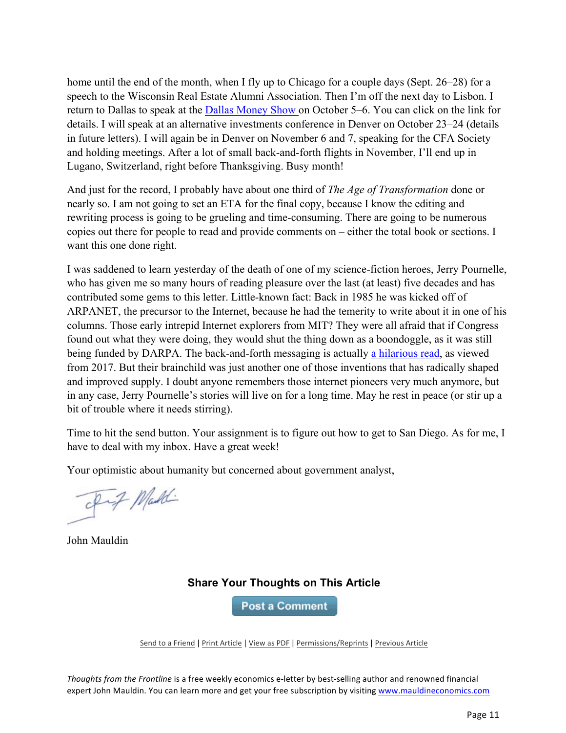home until the end of the month, when I fly up to Chicago for a couple days (Sept. 26–28) for a speech to the Wisconsin Real Estate Alumni Association. Then I'm off the next day to Lisbon. I return to Dallas to speak at the Dallas Money Show on October 5–6. You can click on the link for details. I will speak at an alternative investments conference in Denver on October 23–24 (details in future letters). I will again be in Denver on November 6 and 7, speaking for the CFA Society and holding meetings. After a lot of small back-and-forth flights in November, I'll end up in Lugano, Switzerland, right before Thanksgiving. Busy month!

And just for the record, I probably have about one third of *The Age of Transformation* done or nearly so. I am not going to set an ETA for the final copy, because I know the editing and rewriting process is going to be grueling and time-consuming. There are going to be numerous copies out there for people to read and provide comments on – either the total book or sections. I want this one done right.

I was saddened to learn yesterday of the death of one of my science-fiction heroes, Jerry Pournelle, who has given me so many hours of reading pleasure over the last (at least) five decades and has contributed some gems to this letter. Little-known fact: Back in 1985 he was kicked off of ARPANET, the precursor to the Internet, because he had the temerity to write about it in one of his columns. Those early intrepid Internet explorers from MIT? They were all afraid that if Congress found out what they were doing, they would shut the thing down as a boondoggle, as it was still being funded by DARPA. The back-and-forth messaging is actually a hilarious read, as viewed from 2017. But their brainchild was just another one of those inventions that has radically shaped and improved supply. I doubt anyone remembers those internet pioneers very much anymore, but in any case, Jerry Pournelle's stories will live on for a long time. May he rest in peace (or stir up a bit of trouble where it needs stirring).

Time to hit the send button. Your assignment is to figure out how to get to San Diego. As for me, I have to deal with my inbox. Have a great week!

Your optimistic about humanity but concerned about government analyst,

John Mauldin

**Share Your Thoughts on This Article**

Post a Comment

Send to a Friend | Print Article | View as PDF | Permissions/Reprints | Previous Article

*Thoughts from the Frontline* is a free weekly economics e-letter by best-selling author and renowned financial expert John Mauldin. You can learn more and get your free subscription by visiting www.mauldineconomics.com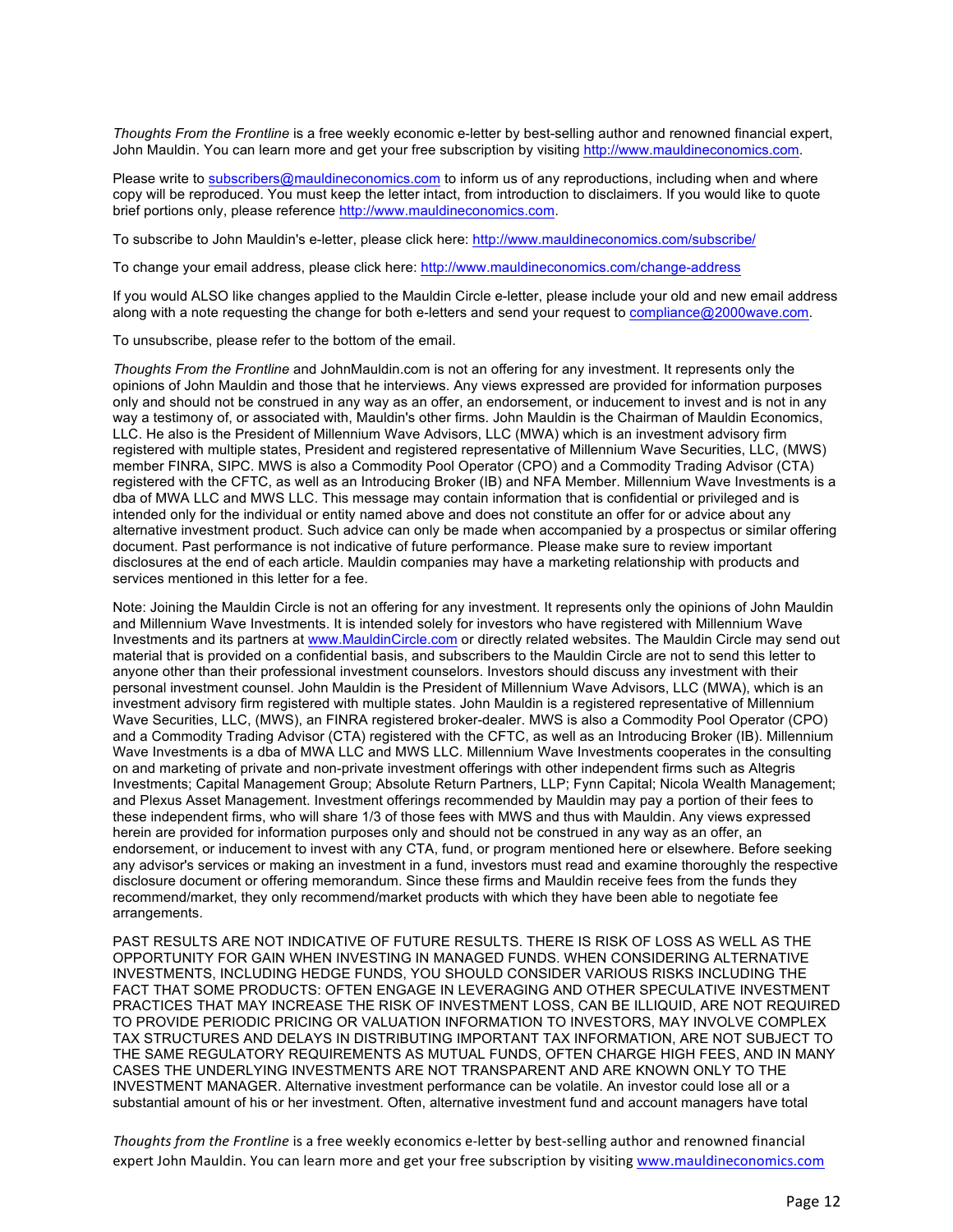*Thoughts From the Frontline* is a free weekly economic e-letter by best-selling author and renowned financial expert, John Mauldin. You can learn more and get your free subscription by visiting http://www.mauldineconomics.com.

Please write to subscribers@mauldineconomics.com to inform us of any reproductions, including when and where copy will be reproduced. You must keep the letter intact, from introduction to disclaimers. If you would like to quote brief portions only, please reference http://www.mauldineconomics.com.

To subscribe to John Mauldin's e-letter, please click here: http://www.mauldineconomics.com/subscribe/

To change your email address, please click here: http://www.mauldineconomics.com/change-address

If you would ALSO like changes applied to the Mauldin Circle e-letter, please include your old and new email address along with a note requesting the change for both e-letters and send your request to compliance@2000wave.com.

To unsubscribe, please refer to the bottom of the email.

*Thoughts From the Frontline* and JohnMauldin.com is not an offering for any investment. It represents only the opinions of John Mauldin and those that he interviews. Any views expressed are provided for information purposes only and should not be construed in any way as an offer, an endorsement, or inducement to invest and is not in any way a testimony of, or associated with, Mauldin's other firms. John Mauldin is the Chairman of Mauldin Economics, LLC. He also is the President of Millennium Wave Advisors, LLC (MWA) which is an investment advisory firm registered with multiple states, President and registered representative of Millennium Wave Securities, LLC, (MWS) member FINRA, SIPC. MWS is also a Commodity Pool Operator (CPO) and a Commodity Trading Advisor (CTA) registered with the CFTC, as well as an Introducing Broker (IB) and NFA Member. Millennium Wave Investments is a dba of MWA LLC and MWS LLC. This message may contain information that is confidential or privileged and is intended only for the individual or entity named above and does not constitute an offer for or advice about any alternative investment product. Such advice can only be made when accompanied by a prospectus or similar offering document. Past performance is not indicative of future performance. Please make sure to review important disclosures at the end of each article. Mauldin companies may have a marketing relationship with products and services mentioned in this letter for a fee.

Note: Joining the Mauldin Circle is not an offering for any investment. It represents only the opinions of John Mauldin and Millennium Wave Investments. It is intended solely for investors who have registered with Millennium Wave Investments and its partners at www.MauldinCircle.com or directly related websites. The Mauldin Circle may send out material that is provided on a confidential basis, and subscribers to the Mauldin Circle are not to send this letter to anyone other than their professional investment counselors. Investors should discuss any investment with their personal investment counsel. John Mauldin is the President of Millennium Wave Advisors, LLC (MWA), which is an investment advisory firm registered with multiple states. John Mauldin is a registered representative of Millennium Wave Securities, LLC, (MWS), an FINRA registered broker-dealer. MWS is also a Commodity Pool Operator (CPO) and a Commodity Trading Advisor (CTA) registered with the CFTC, as well as an Introducing Broker (IB). Millennium Wave Investments is a dba of MWA LLC and MWS LLC. Millennium Wave Investments cooperates in the consulting on and marketing of private and non-private investment offerings with other independent firms such as Altegris Investments; Capital Management Group; Absolute Return Partners, LLP; Fynn Capital; Nicola Wealth Management; and Plexus Asset Management. Investment offerings recommended by Mauldin may pay a portion of their fees to these independent firms, who will share 1/3 of those fees with MWS and thus with Mauldin. Any views expressed herein are provided for information purposes only and should not be construed in any way as an offer, an endorsement, or inducement to invest with any CTA, fund, or program mentioned here or elsewhere. Before seeking any advisor's services or making an investment in a fund, investors must read and examine thoroughly the respective disclosure document or offering memorandum. Since these firms and Mauldin receive fees from the funds they recommend/market, they only recommend/market products with which they have been able to negotiate fee arrangements.

PAST RESULTS ARE NOT INDICATIVE OF FUTURE RESULTS. THERE IS RISK OF LOSS AS WELL AS THE OPPORTUNITY FOR GAIN WHEN INVESTING IN MANAGED FUNDS. WHEN CONSIDERING ALTERNATIVE INVESTMENTS, INCLUDING HEDGE FUNDS, YOU SHOULD CONSIDER VARIOUS RISKS INCLUDING THE FACT THAT SOME PRODUCTS: OFTEN ENGAGE IN LEVERAGING AND OTHER SPECULATIVE INVESTMENT PRACTICES THAT MAY INCREASE THE RISK OF INVESTMENT LOSS, CAN BE ILLIQUID, ARE NOT REQUIRED TO PROVIDE PERIODIC PRICING OR VALUATION INFORMATION TO INVESTORS, MAY INVOLVE COMPLEX TAX STRUCTURES AND DELAYS IN DISTRIBUTING IMPORTANT TAX INFORMATION, ARE NOT SUBJECT TO THE SAME REGULATORY REQUIREMENTS AS MUTUAL FUNDS, OFTEN CHARGE HIGH FEES, AND IN MANY CASES THE UNDERLYING INVESTMENTS ARE NOT TRANSPARENT AND ARE KNOWN ONLY TO THE INVESTMENT MANAGER. Alternative investment performance can be volatile. An investor could lose all or a substantial amount of his or her investment. Often, alternative investment fund and account managers have total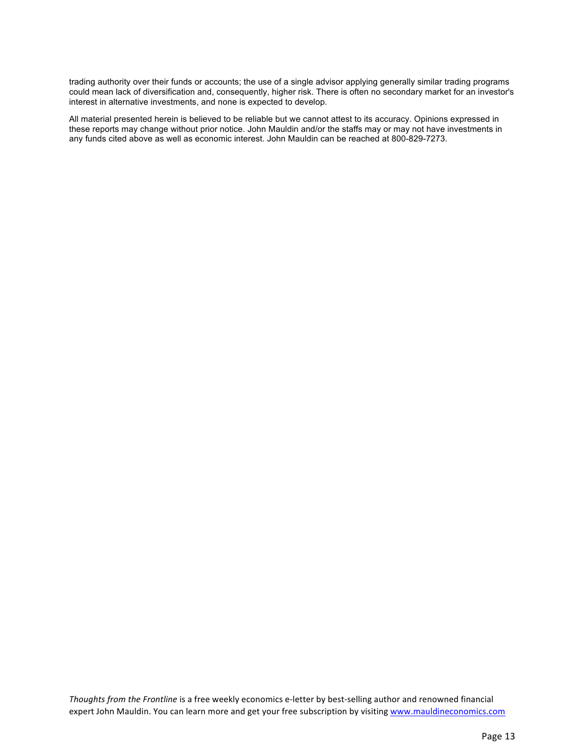trading authority over their funds or accounts; the use of a single advisor applying generally similar trading programs could mean lack of diversification and, consequently, higher risk. There is often no secondary market for an investor's interest in alternative investments, and none is expected to develop.

All material presented herein is believed to be reliable but we cannot attest to its accuracy. Opinions expressed in these reports may change without prior notice. John Mauldin and/or the staffs may or may not have investments in any funds cited above as well as economic interest. John Mauldin can be reached at 800-829-7273.

*Thoughts from the Frontline* is a free weekly economics e-letter by best-selling author and renowned financial expert John Mauldin. You can learn more and get your free subscription by visiting www.mauldineconomics.com